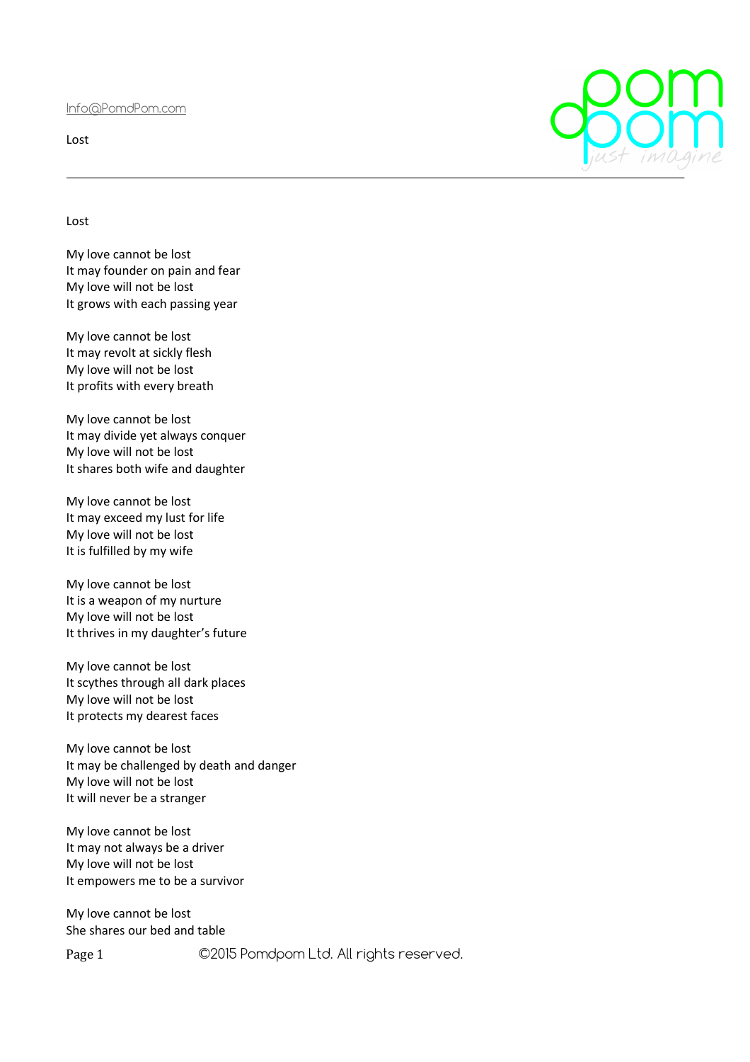Info@PomdPom.com

Lost

# Lost

My love cannot be lost  
It may founder on pain and fear  
My love will not be lost  
It grows with each passing year

My love cannot be lost  
It may revolt at sickly flesh  
My love will not be lost  
It profits with every breath

My love cannot be lost  
It may divide yet always conquer  
My love will not be lost  
It shares both wife and daughter

My love cannot be lost  
It may exceed my lust for life  
My love will not be lost  
It is fulfilled by my wife

My love cannot be lost  
It is a weapon of my nurture  
My love will not be lost  
It thrives in my daughter's future

My love cannot be lost  
It scythes through all dark places  
My love will not be lost  
It protects my dearest faces

My love cannot be lost  
It may be challenged by death and danger  
My love will not be lost  
It will never be a stranger

My love cannot be lost  
It may not always be a driver  
My love will not be lost  
It empowers me to be a survivor

My love cannot be lost  
She shares our bed and table

©2015 Pomdpom Ltd. All rights reserved.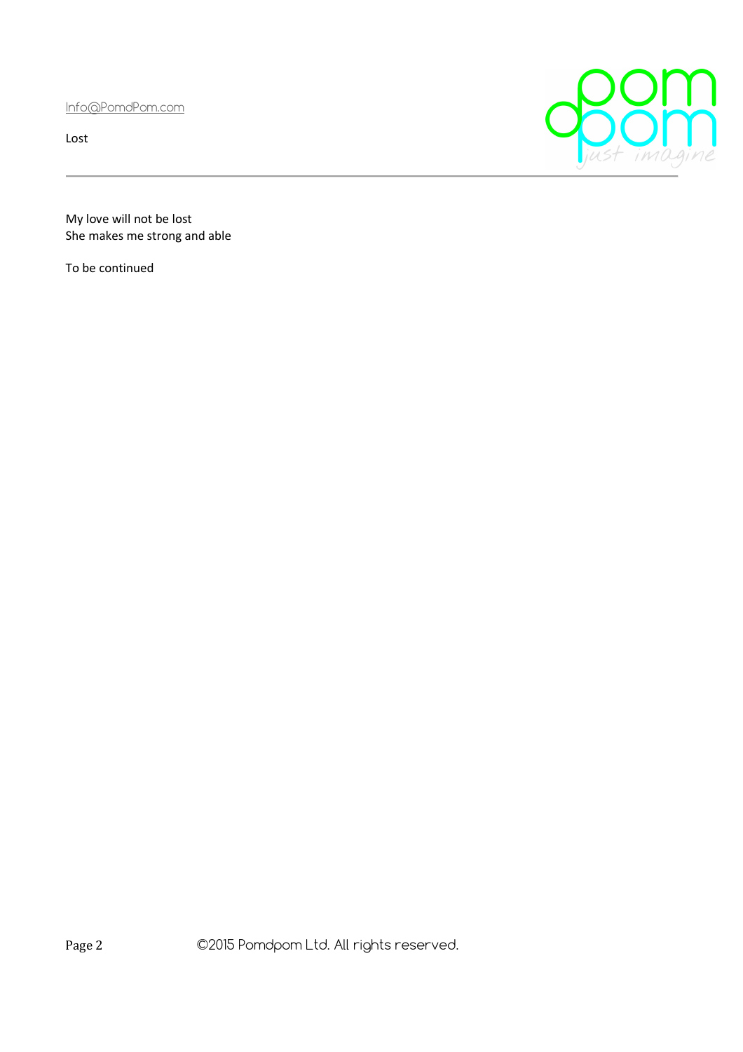Info@PomdPom.com

Lost

My love will not be lost
She makes me strong and able

To be continued